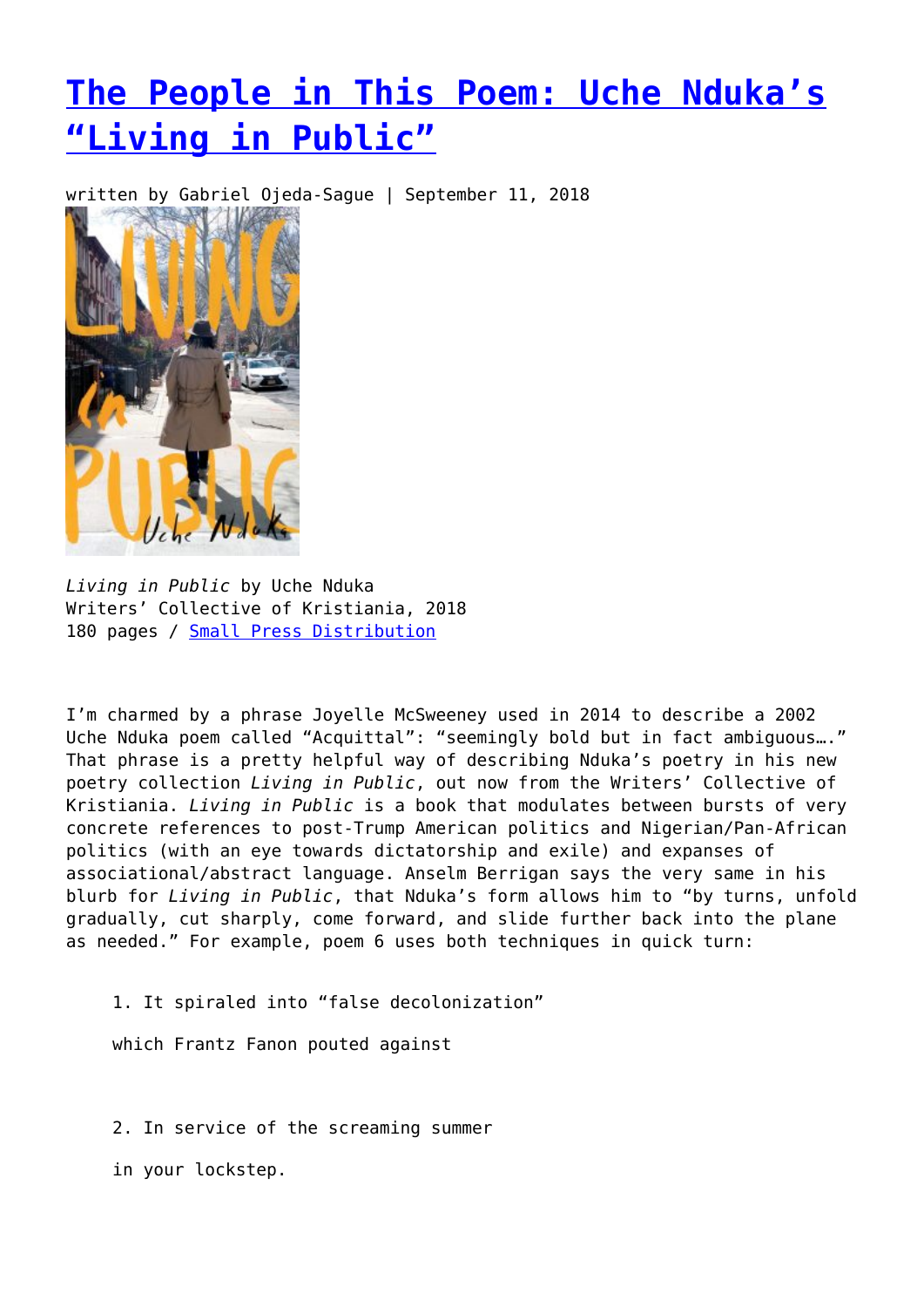# [The People in This Poem: Uche Nduka's "Living in Public"]()

written by Gabriel Ojeda-Sague | September 11, 2018

*Living in Public* by Uche Nduka
Writers' Collective of Kristiania, 2018
180 pages / [Small Press Distribution]()

I'm charmed by a phrase Joyelle McSweeney used in 2014 to describe a 2002 Uche Nduka poem called "Acquittal": "seemingly bold but in fact ambiguous…." That phrase is a pretty helpful way of describing Nduka's poetry in his new poetry collection *Living in Public*, out now from the Writers' Collective of Kristiania. *Living in Public* is a book that modulates between bursts of very concrete references to post-Trump American politics and Nigerian/Pan-African politics (with an eye towards dictatorship and exile) and expanses of associational/abstract language. Anselm Berrigan says the very same in his blurb for *Living in Public*, that Nduka's form allows him to "by turns, unfold gradually, cut sharply, come forward, and slide further back into the plane as needed." For example, poem 6 uses both techniques in quick turn:

> 1. It spiraled into "false decolonization"
>
> which Frantz Fanon pouted against
>
> 2. In service of the screaming summer
>
> in your lockstep.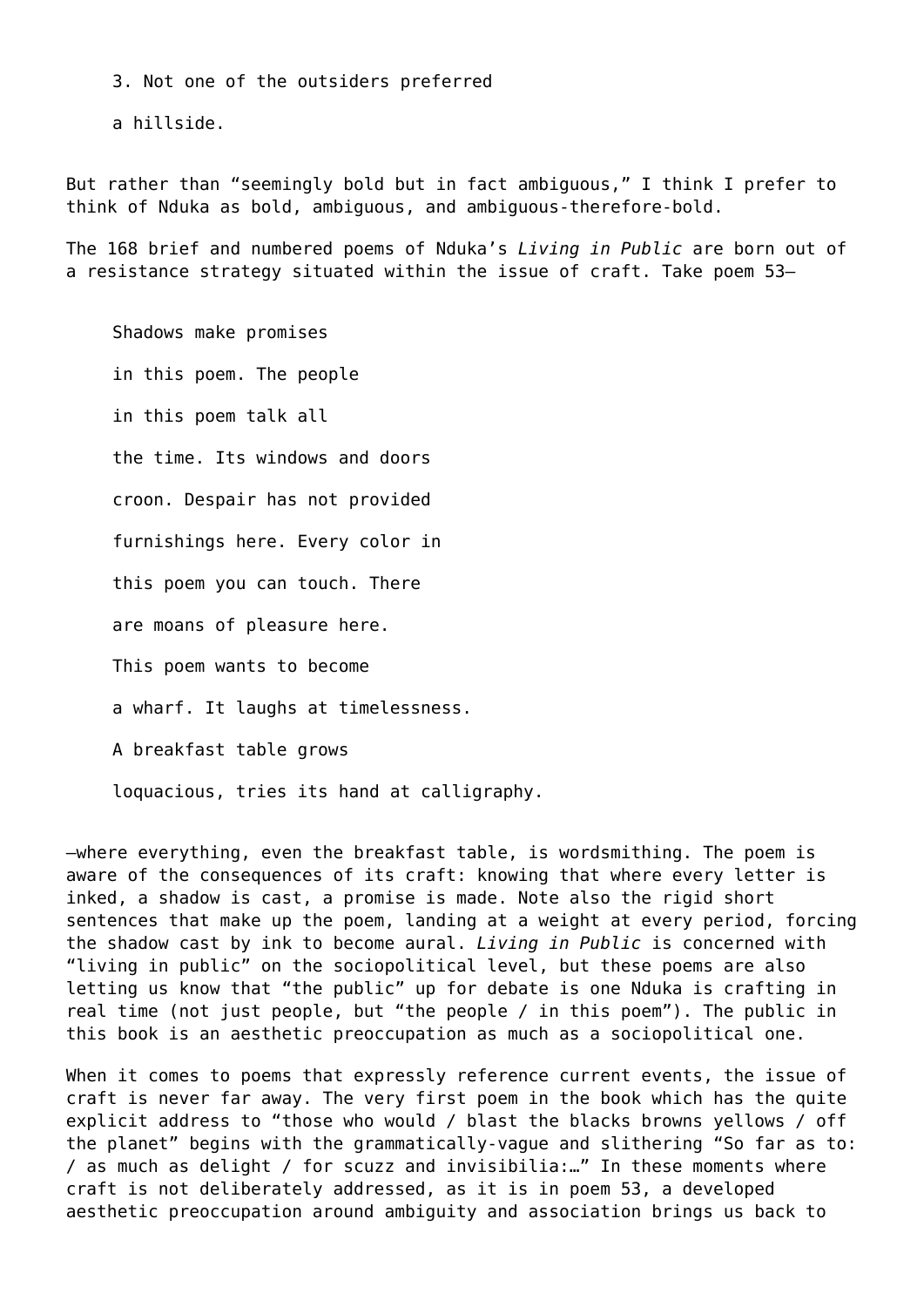> 3. Not one of the outsiders preferred
>
> a hillside.

But rather than “seemingly bold but in fact ambiguous,” I think I prefer to think of Nduka as bold, ambiguous, and ambiguous-therefore-bold.

The 168 brief and numbered poems of Nduka’s *Living in Public* are born out of a resistance strategy situated within the issue of craft. Take poem 53—

> Shadows make promises
>
> in this poem. The people
>
> in this poem talk all
>
> the time. Its windows and doors
>
> croon. Despair has not provided
>
> furnishings here. Every color in
>
> this poem you can touch. There
>
> are moans of pleasure here.
>
> This poem wants to become
>
> a wharf. It laughs at timelessness.
>
> A breakfast table grows
>
> loquacious, tries its hand at calligraphy.

—where everything, even the breakfast table, is wordsmithing. The poem is aware of the consequences of its craft: knowing that where every letter is inked, a shadow is cast, a promise is made. Note also the rigid short sentences that make up the poem, landing at a weight at every period, forcing the shadow cast by ink to become aural. *Living in Public* is concerned with “living in public” on the sociopolitical level, but these poems are also letting us know that “the public” up for debate is one Nduka is crafting in real time (not just people, but “the people / in this poem”). The public in this book is an aesthetic preoccupation as much as a sociopolitical one.

When it comes to poems that expressly reference current events, the issue of craft is never far away. The very first poem in the book which has the quite explicit address to “those who would / blast the blacks browns yellows / off the planet” begins with the grammatically-vague and slithering “So far as to: / as much as delight / for scuzz and invisibilia:…” In these moments where craft is not deliberately addressed, as it is in poem 53, a developed aesthetic preoccupation around ambiguity and association brings us back to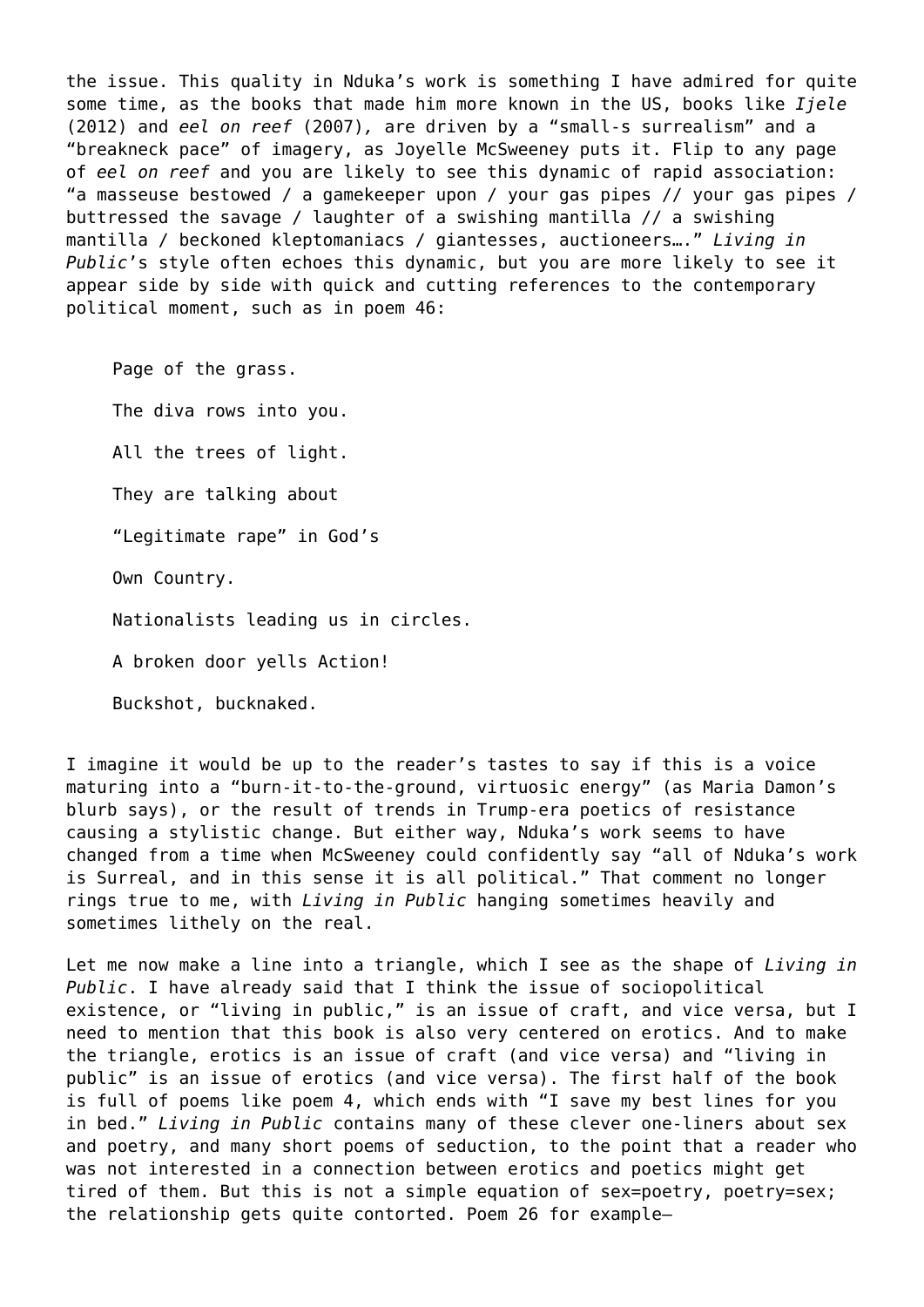the issue. This quality in Nduka's work is something I have admired for quite some time, as the books that made him more known in the US, books like *Ijele* (2012) and *eel on reef* (2007), are driven by a "small-s surrealism" and a "breakneck pace" of imagery, as Joyelle McSweeney puts it. Flip to any page of *eel on reef* and you are likely to see this dynamic of rapid association: "a masseuse bestowed / a gamekeeper upon / your gas pipes // your gas pipes / buttressed the savage / laughter of a swishing mantilla // a swishing mantilla / beckoned kleptomaniacs / giantesses, auctioneers…." *Living in Public*'s style often echoes this dynamic, but you are more likely to see it appear side by side with quick and cutting references to the contemporary political moment, such as in poem 46:

> Page of the grass.
>
> The diva rows into you.
>
> All the trees of light.
>
> They are talking about
>
> "Legitimate rape" in God's
>
> Own Country.
>
> Nationalists leading us in circles.
>
> A broken door yells Action!
>
> Buckshot, bucknaked.

I imagine it would be up to the reader's tastes to say if this is a voice maturing into a "burn-it-to-the-ground, virtuosic energy" (as Maria Damon's blurb says), or the result of trends in Trump-era poetics of resistance causing a stylistic change. But either way, Nduka's work seems to have changed from a time when McSweeney could confidently say "all of Nduka's work is Surreal, and in this sense it is all political." That comment no longer rings true to me, with *Living in Public* hanging sometimes heavily and sometimes lithely on the real.

Let me now make a line into a triangle, which I see as the shape of *Living in Public*. I have already said that I think the issue of sociopolitical existence, or "living in public," is an issue of craft, and vice versa, but I need to mention that this book is also very centered on erotics. And to make the triangle, erotics is an issue of craft (and vice versa) and "living in public" is an issue of erotics (and vice versa). The first half of the book is full of poems like poem 4, which ends with "I save my best lines for you in bed." *Living in Public* contains many of these clever one-liners about sex and poetry, and many short poems of seduction, to the point that a reader who was not interested in a connection between erotics and poetics might get tired of them. But this is not a simple equation of sex=poetry, poetry=sex; the relationship gets quite contorted. Poem 26 for example—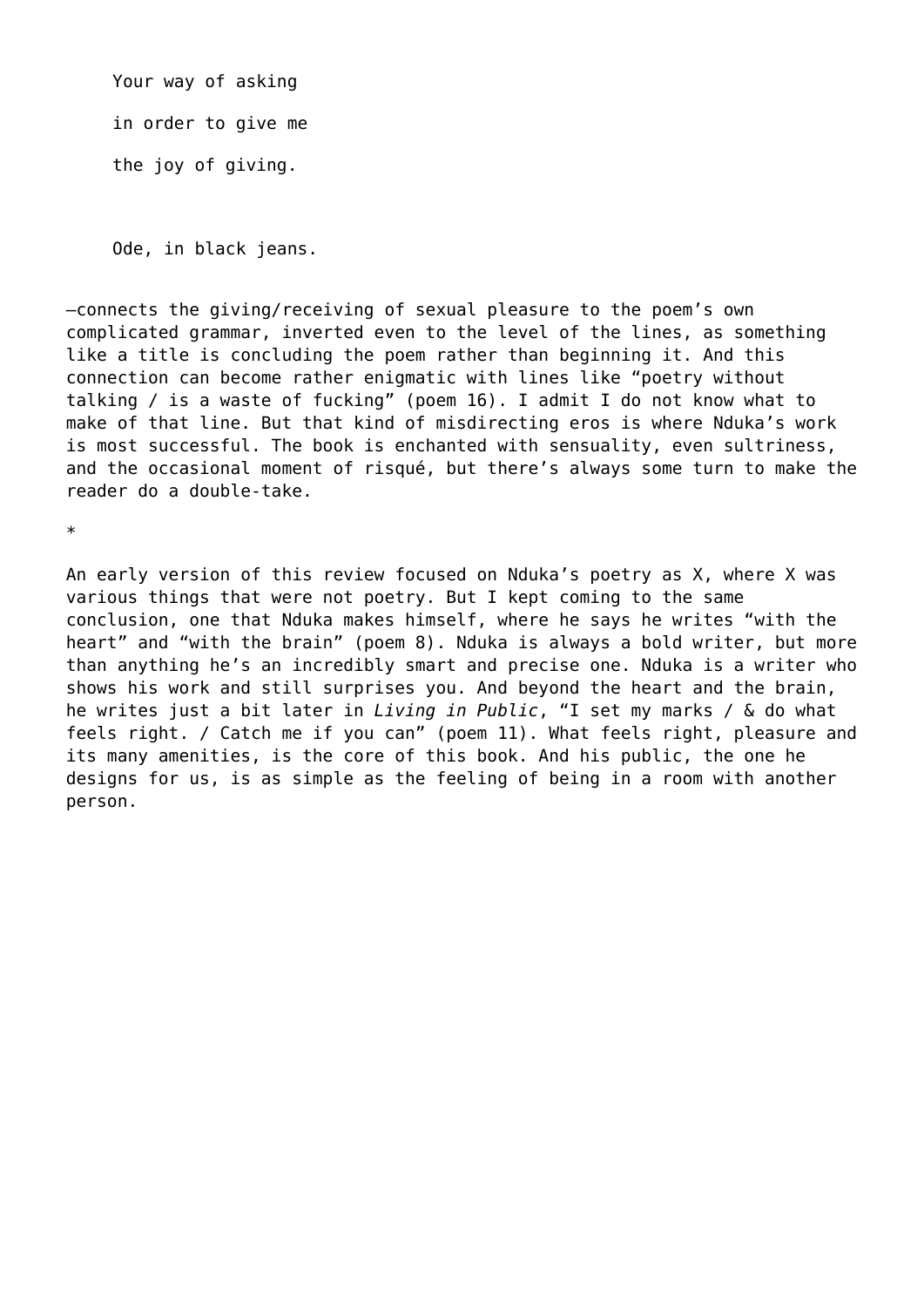Your way of asking

in order to give me

the joy of giving.

Ode, in black jeans.

—connects the giving/receiving of sexual pleasure to the poem's own complicated grammar, inverted even to the level of the lines, as something like a title is concluding the poem rather than beginning it. And this connection can become rather enigmatic with lines like "poetry without talking / is a waste of fucking" (poem 16). I admit I do not know what to make of that line. But that kind of misdirecting eros is where Nduka's work is most successful. The book is enchanted with sensuality, even sultriness, and the occasional moment of risqué, but there's always some turn to make the reader do a double-take.

*

An early version of this review focused on Nduka's poetry as X, where X was various things that were not poetry. But I kept coming to the same conclusion, one that Nduka makes himself, where he says he writes "with the heart" and "with the brain" (poem 8). Nduka is always a bold writer, but more than anything he's an incredibly smart and precise one. Nduka is a writer who shows his work and still surprises you. And beyond the heart and the brain, he writes just a bit later in *Living in Public*, "I set my marks / & do what feels right. / Catch me if you can" (poem 11). What feels right, pleasure and its many amenities, is the core of this book. And his public, the one he designs for us, is as simple as the feeling of being in a room with another person.